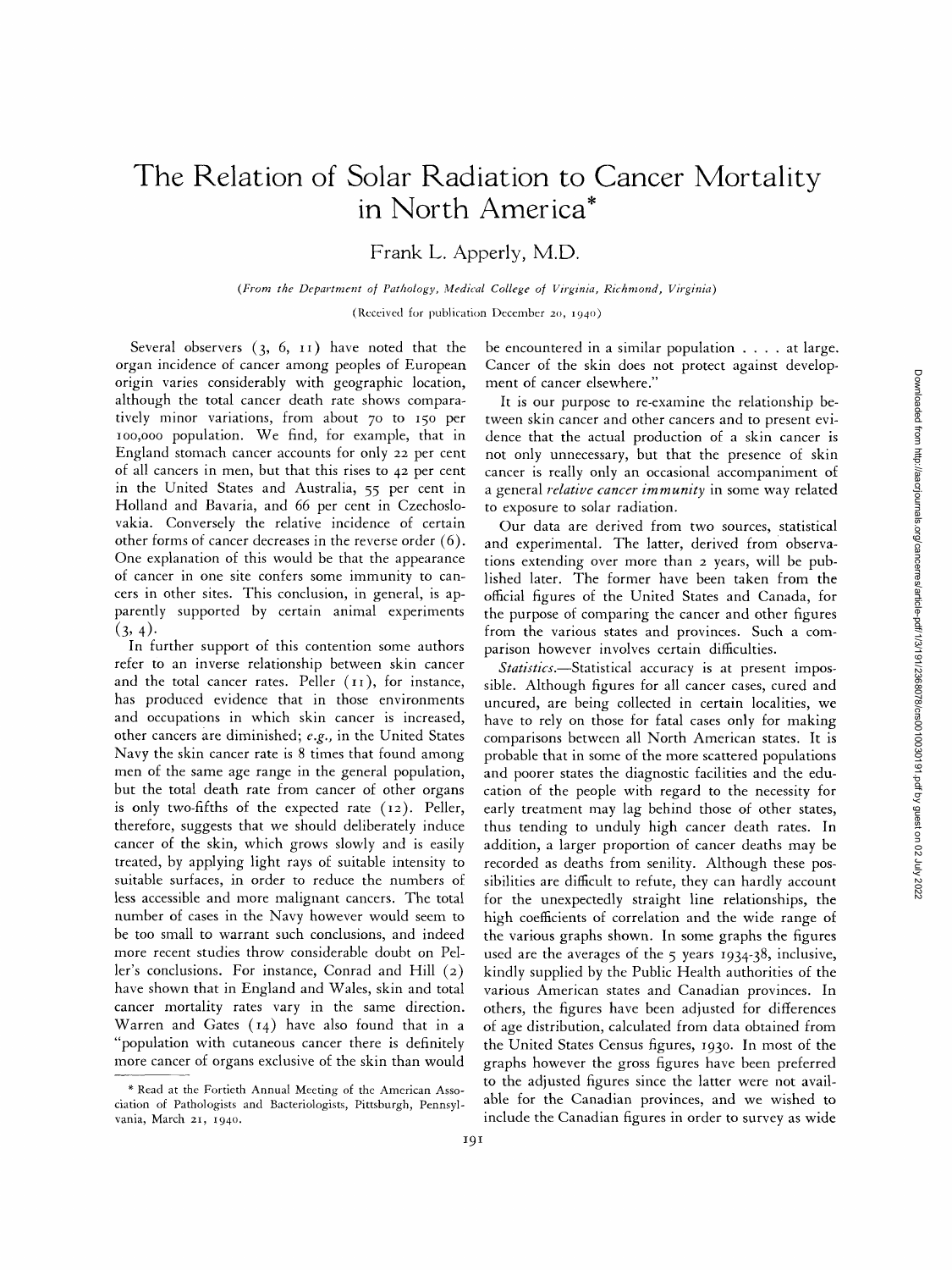# The Relation of Solar Radiation to Cancer Mortality in North America*

Frank L. Apperly, M.D.

*(From the Department of Pathology, Medical College of Virginia, Richmond, Virginia)*

(Received for publication December 20, 1940)

Several observers (3, 6, 11) have noted that the organ incidence of cancer among peoples of European origin varies considerably with geographic location, although the total cancer death rate shows comparatively minor variations, from about 70 to 150 per 100,000 population. We find, for example, that in England stomach cancer accounts for only 22 per cent of all cancers in men, but that this rises to 42 per cent in the United States and Australia, 55 per cent in Holland and Bavaria, and 66 per cent in Czechoslovakia. Conversely the relative incidence of certain other forms of cancer decreases in the reverse order (6). One explanation of this would be that the appearance of cancer in one site confers some immunity to cancers in other sites. This conclusion, in general, is apparently supported by certain animal experiments (3, 4).

In further support of this contention some authors refer to an inverse relationship between skin cancer and the total cancer rates. Peller (11), for instance, has produced evidence that in those environments and occupations in which skin cancer is increased, other cancers are diminished; *e.g.*, in the United States Navy the skin cancer rate is 8 times that found among men of the same age range in the general population, but the total death rate from cancer of other organs is only two-fifths of the expected rate (12). Peller, therefore, suggests that we should deliberately induce cancer of the skin, which grows slowly and is easily treated, by applying light rays of suitable intensity to suitable surfaces, in order to reduce the numbers of less accessible and more malignant cancers. The total number of cases in the Navy however would seem to be too small to warrant such conclusions, and indeed more recent studies throw considerable doubt on Peller's conclusions. For instance, Conrad and Hill (2) have shown that in England and Wales, skin and total cancer mortality rates vary in the same direction. Warren and Gates (14) have also found that in a "population with cutaneous cancer there is definitely more cancer of organs exclusive of the skin than would be encountered in a similar population . . . . at large. Cancer of the skin does not protect against development of cancer elsewhere."

It is our purpose to re-examine the relationship between skin cancer and other cancers and to present evidence that the actual production of a skin cancer is not only unnecessary, but that the presence of skin cancer is really only an occasional accompaniment of a general *relative cancer immunity* in some way related to exposure to solar radiation.

Our data are derived from two sources, statistical and experimental. The latter, derived from observations extending over more than 2 years, will be published later. The former have been taken from the official figures of the United States and Canada, for the purpose of comparing the cancer and other figures from the various states and provinces. Such a comparison however involves certain difficulties.

*Statistics.*—Statistical accuracy is at present impossible. Although figures for all cancer cases, cured and uncured, are being collected in certain localities, we have to rely on those for fatal cases only for making comparisons between all North American states. It is probable that in some of the more scattered populations and poorer states the diagnostic facilities and the education of the people with regard to the necessity for early treatment may lag behind those of other states, thus tending to unduly high cancer death rates. In addition, a larger proportion of cancer deaths may be recorded as deaths from senility. Although these possibilities are difficult to refute, they can hardly account for the unexpectedly straight line relationships, the high coefficients of correlation and the wide range of the various graphs shown. In some graphs the figures used are the averages of the 5 years 1934-38, inclusive, kindly supplied by the Public Health authorities of the various American states and Canadian provinces. In others, the figures have been adjusted for differences of age distribution, calculated from data obtained from the United States Census figures, 1930. In most of the graphs however the gross figures have been preferred to the adjusted figures since the latter were not available for the Canadian provinces, and we wished to include the Canadian figures in order to survey as wide

* Read at the Fortieth Annual Meeting of the American Association of Pathologists and Bacteriologists, Pittsburgh, Pennsylvania, March 21, 1940.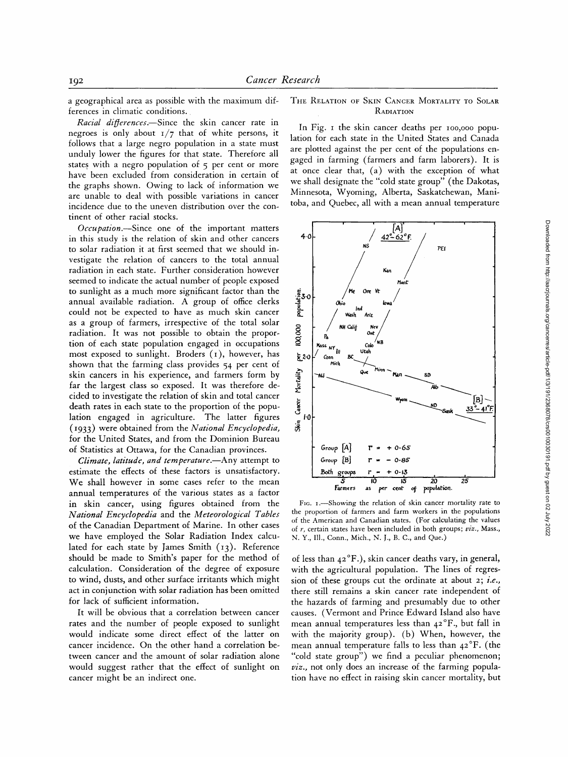a geographical area as possible with the maximum differences in climatic conditions.

*Racial differences.*—Since the skin cancer rate in negroes is only about 1/7 that of white persons, it follows that a large negro population in a state must unduly lower the figures for that state. Therefore all states with a negro population of 5 per cent or more have been excluded from consideration in certain of the graphs shown. Owing to lack of information we are unable to deal with possible variations in cancer incidence due to the uneven distribution over the continent of other racial stocks.

*Occupation.*—Since one of the important matters in this study is the relation of skin and other cancers to solar radiation it at first seemed that we should investigate the relation of cancers to the total annual radiation in each state. Further consideration however seemed to indicate the actual number of people exposed to sunlight as a much more significant factor than the annual available radiation. A group of office clerks could not be expected to have as much skin cancer as a group of farmers, irrespective of the total solar radiation. It was not possible to obtain the proportion of each state population engaged in occupations most exposed to sunlight. Broders (1), however, has shown that the farming class provides 54 per cent of skin cancers in his experience, and farmers form by far the largest class so exposed. It was therefore decided to investigate the relation of skin and total cancer death rates in each state to the proportion of the population engaged in agriculture. The latter figures (1933) were obtained from the *National Encyclopedia*, for the United States, and from the Dominion Bureau of Statistics at Ottawa, for the Canadian provinces.

*Climate, latitude, and temperature.*—Any attempt to estimate the effects of these factors is unsatisfactory. We shall however in some cases refer to the mean annual temperatures of the various states as a factor in skin cancer, using figures obtained from the *National Encyclopedia* and the *Meteorological Tables* of the Canadian Department of Marine. In other cases we have employed the Solar Radiation Index calculated for each state by James Smith (13). Reference should be made to Smith's paper for the method of calculation. Consideration of the degree of exposure to wind, dusts, and other surface irritants which might act in conjunction with solar radiation has been omitted for lack of sufficient information.

It will be obvious that a correlation between cancer rates and the number of people exposed to sunlight would indicate some direct effect of the latter on cancer incidence. On the other hand a correlation between cancer and the amount of solar radiation alone would suggest rather that the effect of sunlight on cancer might be an indirect one.

## The Relation of Skin Cancer Mortality to Solar Radiation

In Fig. 1 the skin cancer deaths per 100,000 population for each state in the United States and Canada are plotted against the per cent of the populations engaged in farming (farmers and farm laborers). It is at once clear that, (a) with the exception of what we shall designate the "cold state group" (the Dakotas, Minnesota, Wyoming, Alberta, Saskatchewan, Manitoba, and Quebec, all with a mean annual temperature of less than 42°F.), skin cancer deaths vary, in general, with the agricultural population. The lines of regression of these groups cut the ordinate at about 2; *i.e.*, there still remains a skin cancer rate independent of the hazards of farming and presumably due to other causes. (Vermont and Prince Edward Island also have mean annual temperatures less than 42°F., but fall in with the majority group). (b) When, however, the mean annual temperature falls to less than 42°F. (the "cold state group") we find a peculiar phenomenon; *viz.*, not only does an increase of the farming population have no effect in raising skin cancer mortality, but

Fig. 1.—Showing the relation of skin cancer mortality rate to the proportion of farmers and farm workers in the populations of the American and Canadian states. (For calculating the values of $r$, certain states have been included in both groups; *viz.*, Mass., N. Y., Ill., Conn., Mich., N. J., B. C., and Que.)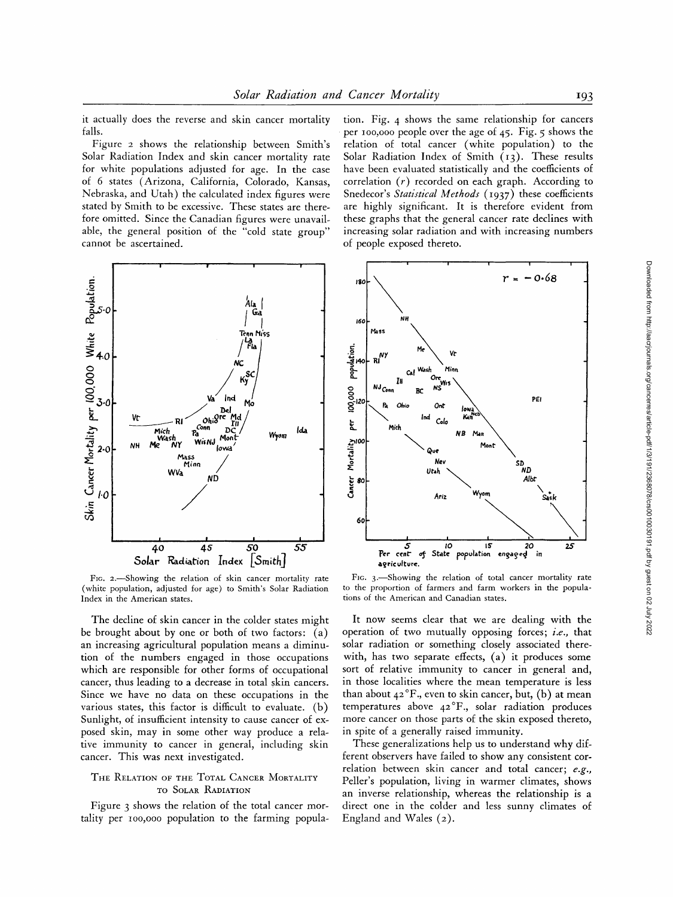it actually does the reverse and skin cancer mortality falls.

Figure 2 shows the relationship between Smith's Solar Radiation Index and skin cancer mortality rate for white populations adjusted for age. In the case of 6 states (Arizona, California, Colorado, Kansas, Nebraska, and Utah) the calculated index figures were stated by Smith to be excessive. These states are therefore omitted. Since the Canadian figures were unavailable, the general position of the "cold state group" cannot be ascertained.

FIG. 2.—Showing the relation of skin cancer mortality rate (white population, adjusted for age) to Smith's Solar Radiation Index in the American states.

The decline of skin cancer in the colder states might be brought about by one or both of two factors: (a) an increasing agricultural population means a diminution of the numbers engaged in those occupations which are responsible for other forms of occupational cancer, thus leading to a decrease in total skin cancers. Since we have no data on these occupations in the various states, this factor is difficult to evaluate. (b) Sunlight, of insufficient intensity to cause cancer of exposed skin, may in some other way produce a relative immunity to cancer in general, including skin cancer. This was next investigated.

## The Relation of the Total Cancer Mortality to Solar Radiation

Figure 3 shows the relation of the total cancer mortality per 100,000 population to the farming population. Fig. 4 shows the same relationship for cancers per 100,000 people over the age of 45. Fig. 5 shows the relation of total cancer (white population) to the Solar Radiation Index of Smith (13). These results have been evaluated statistically and the coefficients of correlation ($r$) recorded on each graph. According to Snedecor's *Statistical Methods* (1937) these coefficients are highly significant. It is therefore evident from these graphs that the general cancer rate declines with increasing solar radiation and with increasing numbers of people exposed thereto.

FIG. 3.—Showing the relation of total cancer mortality rate to the proportion of farmers and farm workers in the populations of the American and Canadian states.

It now seems clear that we are dealing with the operation of two mutually opposing forces; *i.e.*, that solar radiation or something closely associated therewith, has two separate effects, (a) it produces some sort of relative immunity to cancer in general and, in those localities where the mean temperature is less than about 42°F., even to skin cancer, but, (b) at mean temperatures above 42°F., solar radiation produces more cancer on those parts of the skin exposed thereto, in spite of a generally raised immunity.

These generalizations help us to understand why different observers have failed to show any consistent correlation between skin cancer and total cancer; *e.g.*, Peller's population, living in warmer climates, shows an inverse relationship, whereas the relationship is a direct one in the colder and less sunny climates of England and Wales (2).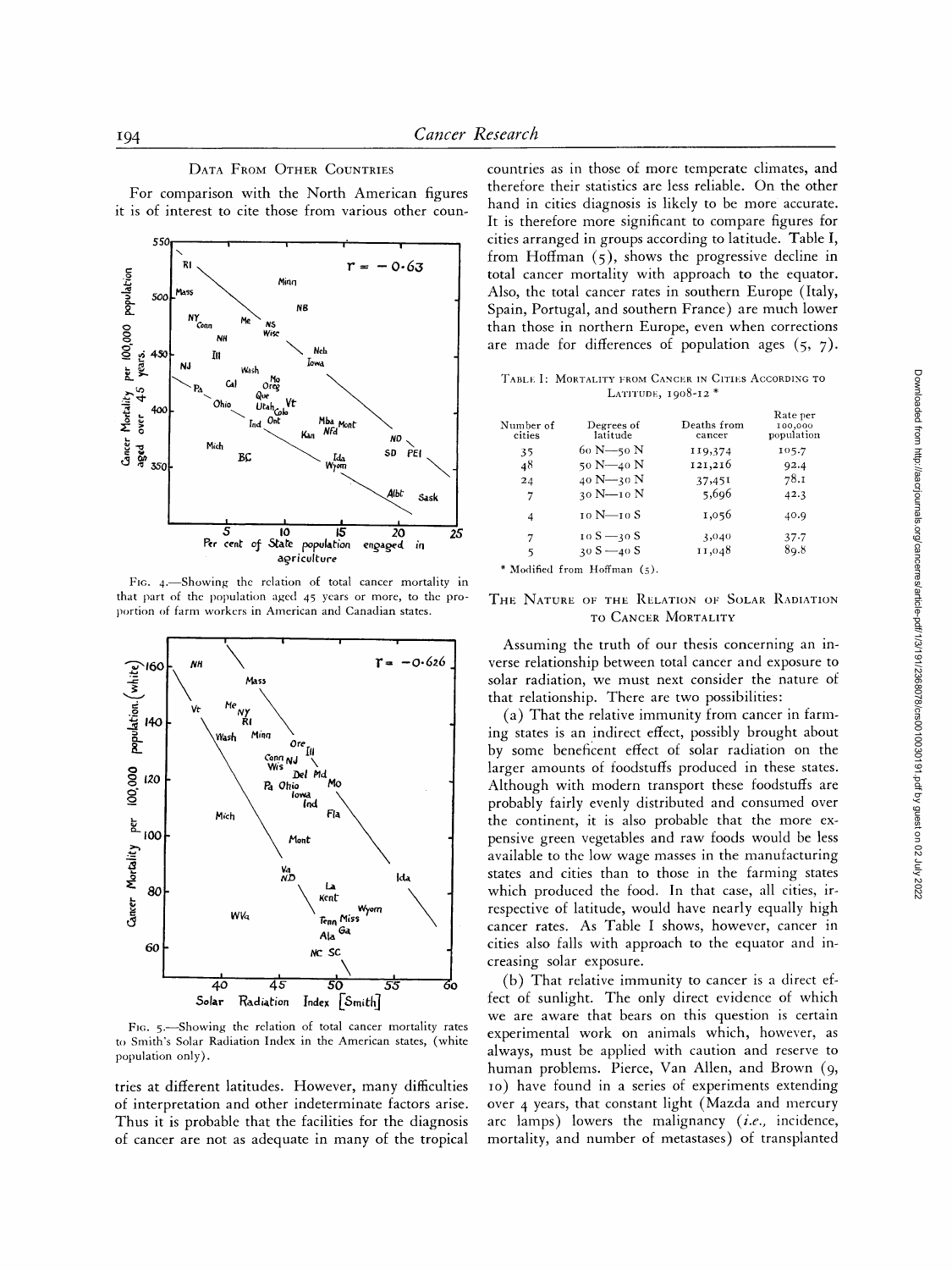## Data From Other Countries

For comparison with the North American figures it is of interest to cite those from various other countries at different latitudes. However, many difficulties of interpretation and other indeterminate factors arise. Thus it is probable that the facilities for the diagnosis of cancer are not as adequate in many of the tropical countries as in those of more temperate climates, and therefore their statistics are less reliable. On the other hand in cities diagnosis is likely to be more accurate. It is therefore more significant to compare figures for cities arranged in groups according to latitude. Table I, from Hoffman (5), shows the progressive decline in total cancer mortality with approach to the equator. Also, the total cancer rates in southern Europe (Italy, Spain, Portugal, and southern France) are much lower than those in northern Europe, even when corrections are made for differences of population ages (5, 7).

Fig. 4.—Showing the relation of total cancer mortality in that part of the population aged 45 years or more, to the proportion of farm workers in American and Canadian states.

Fig. 5.—Showing the relation of total cancer mortality rates to Smith's Solar Radiation Index in the American states, (white population only).

Table I: Mortality from Cancer in Cities According to Latitude, 1908-12 *

| Number of cities | Degrees of latitude | Deaths from cancer | Rate per 100,000 population |
|---|---|---|---|
| 35 | 60 N—50 N | 119,374 | 105.7 |
| 48 | 50 N—40 N | 121,216 | 92.4 |
| 24 | 40 N—30 N | 37,451 | 78.1 |
| 7 | 30 N—10 N | 5,696 | 42.3 |
| 4 | 10 N—10 S | 1,056 | 40.9 |
| 7 | 10 S—30 S | 3,040 | 37.7 |
| 5 | 30 S—40 S | 11,048 | 89.8 |

\* Modified from Hoffman (5).

## The Nature of the Relation of Solar Radiation to Cancer Mortality

Assuming the truth of our thesis concerning an inverse relationship between total cancer and exposure to solar radiation, we must next consider the nature of that relationship. There are two possibilities:

(a) That the relative immunity from cancer in farming states is an indirect effect, possibly brought about by some beneficent effect of solar radiation on the larger amounts of foodstuffs produced in these states. Although with modern transport these foodstuffs are probably fairly evenly distributed and consumed over the continent, it is also probable that the more expensive green vegetables and raw foods would be less available to the low wage masses in the manufacturing states and cities than to those in the farming states which produced the food. In that case, all cities, irrespective of latitude, would have nearly equally high cancer rates. As Table I shows, however, cancer in cities also falls with approach to the equator and increasing solar exposure.

(b) That relative immunity to cancer is a direct effect of sunlight. The only direct evidence of which we are aware that bears on this question is certain experimental work on animals which, however, as always, must be applied with caution and reserve to human problems. Pierce, Van Allen, and Brown (9, 10) have found in a series of experiments extending over 4 years, that constant light (Mazda and mercury arc lamps) lowers the malignancy (*i.e.*, incidence, mortality, and number of metastases) of transplanted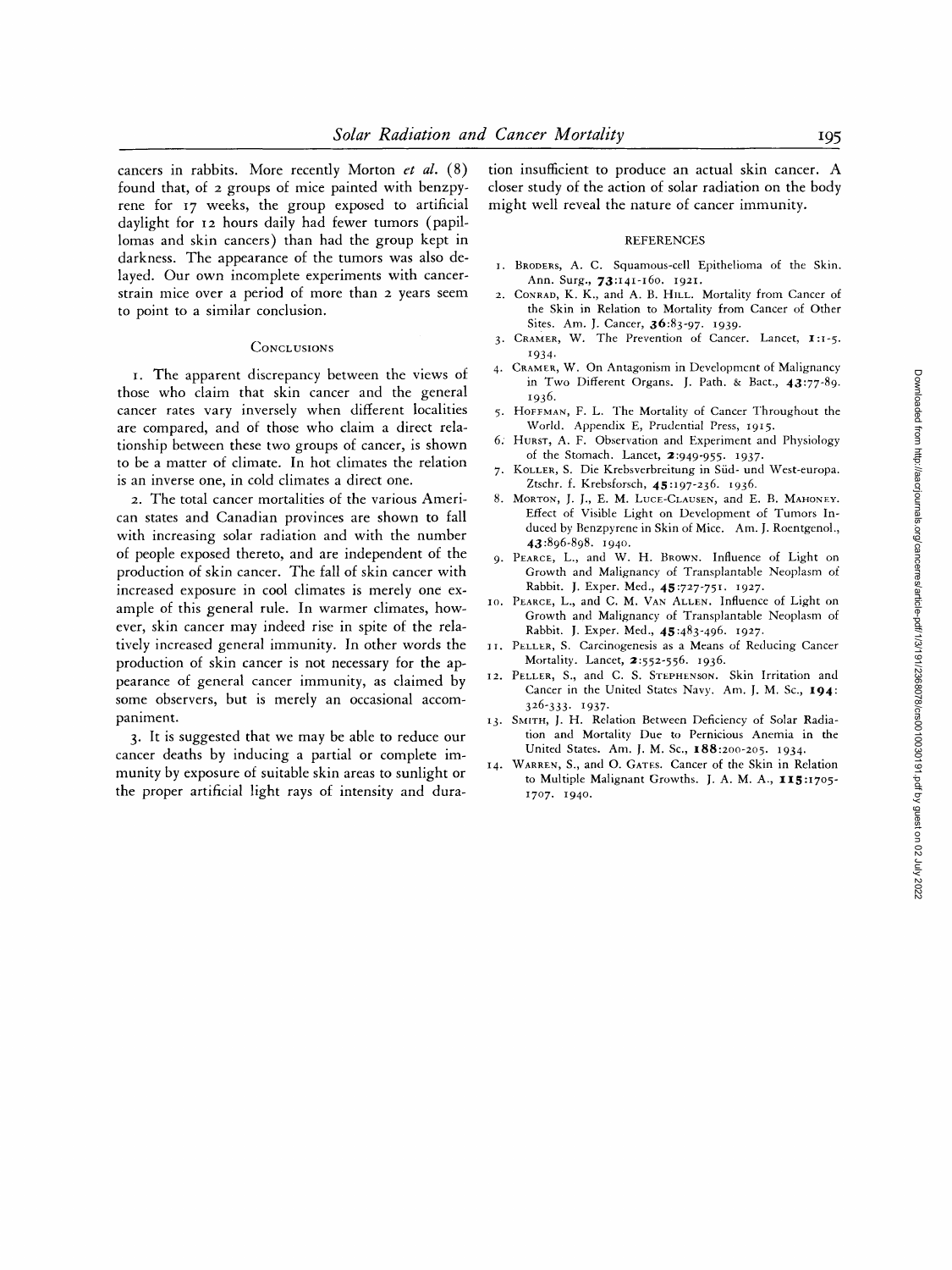cancers in rabbits. More recently Morton *et al.* (8) found that, of 2 groups of mice painted with benzpyrene for 17 weeks, the group exposed to artificial daylight for 12 hours daily had fewer tumors (papillomas and skin cancers) than had the group kept in darkness. The appearance of the tumors was also delayed. Our own incomplete experiments with cancer-strain mice over a period of more than 2 years seem to point to a similar conclusion.

## Conclusions

1. The apparent discrepancy between the views of those who claim that skin cancer and the general cancer rates vary inversely when different localities are compared, and of those who claim a direct relationship between these two groups of cancer, is shown to be a matter of climate. In hot climates the relation is an inverse one, in cold climates a direct one.

2. The total cancer mortalities of the various American states and Canadian provinces are shown to fall with increasing solar radiation and with the number of people exposed thereto, and are independent of the production of skin cancer. The fall of skin cancer with increased exposure in cool climates is merely one example of this general rule. In warmer climates, however, skin cancer may indeed rise in spite of the relatively increased general immunity. In other words the production of skin cancer is not necessary for the appearance of general cancer immunity, as claimed by some observers, but is merely an occasional accompaniment.

3. It is suggested that we may be able to reduce our cancer deaths by inducing a partial or complete immunity by exposure of suitable skin areas to sunlight or the proper artificial light rays of intensity and duration insufficient to produce an actual skin cancer. A closer study of the action of solar radiation on the body might well reveal the nature of cancer immunity.

## References

1. Broders, A. C. Squamous-cell Epithelioma of the Skin. Ann. Surg., **73**:141-160. 1921.
2. Conrad, K. K., and A. B. Hill. Mortality from Cancer of the Skin in Relation to Mortality from Cancer of Other Sites. Am. J. Cancer, **36**:83-97. 1939.
3. Cramer, W. The Prevention of Cancer. Lancet, **1**:1-5. 1934.
4. Cramer, W. On Antagonism in Development of Malignancy in Two Different Organs. J. Path. & Bact., **43**:77-89. 1936.
5. Hoffman, F. L. The Mortality of Cancer Throughout the World. Appendix E, Prudential Press, 1915.
6. Hurst, A. F. Observation and Experiment and Physiology of the Stomach. Lancet, **2**:949-955. 1937.
7. Koller, S. Die Krebsverbreitung in Süd- und West-europa. Ztschr. f. Krebsforsch, **45**:197-236. 1936.
8. Morton, J. J., E. M. Luce-Clausen, and E. B. Mahoney. Effect of Visible Light on Development of Tumors Induced by Benzpyrene in Skin of Mice. Am. J. Roentgenol., **43**:896-898. 1940.
9. Pearce, L., and W. H. Brown. Influence of Light on Growth and Malignancy of Transplantable Neoplasm of Rabbit. J. Exper. Med., **45**:727-751. 1927.
10. Pearce, L., and C. M. Van Allen. Influence of Light on Growth and Malignancy of Transplantable Neoplasm of Rabbit. J. Exper. Med., **45**:483-496. 1927.
11. Peller, S. Carcinogenesis as a Means of Reducing Cancer Mortality. Lancet, **2**:552-556. 1936.
12. Peller, S., and C. S. Stephenson. Skin Irritation and Cancer in the United States Navy. Am. J. M. Sc., **194**:326-333. 1937.
13. Smith, J. H. Relation Between Deficiency of Solar Radiation and Mortality Due to Pernicious Anemia in the United States. Am. J. M. Sc., **188**:200-205. 1934.
14. Warren, S., and O. Gates. Cancer of the Skin in Relation to Multiple Malignant Growths. J. A. M. A., **115**:1705-1707. 1940.